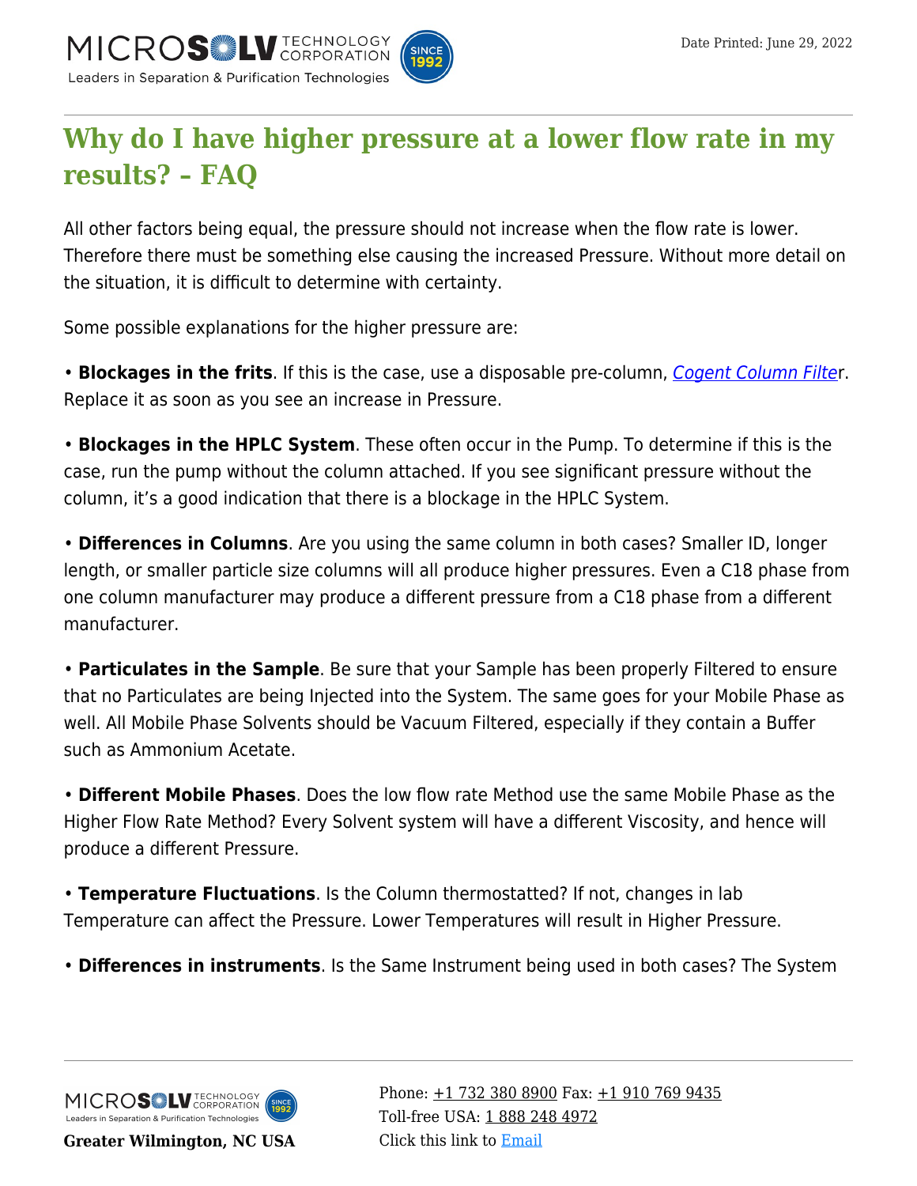# Why do I have higher pressure at a lower flow rate in my results? – FAQ

All other factors being equal, the pressure should not increase when the flow rate is lower. Therefore there must be something else causing the increased Pressure. Without more detail on the situation, it is difficult to determine with certainty.

Some possible explanations for the higher pressure are:

• **Blockages in the frits**. If this is the case, use a disposable pre-column, *Cogent Column Filte*r. Replace it as soon as you see an increase in Pressure.

• **Blockages in the HPLC System**. These often occur in the Pump. To determine if this is the case, run the pump without the column attached. If you see significant pressure without the column, it's a good indication that there is a blockage in the HPLC System.

• **Differences in Columns**. Are you using the same column in both cases? Smaller ID, longer length, or smaller particle size columns will all produce higher pressures. Even a C18 phase from one column manufacturer may produce a different pressure from a C18 phase from a different manufacturer.

• **Particulates in the Sample**. Be sure that your Sample has been properly Filtered to ensure that no Particulates are being Injected into the System. The same goes for your Mobile Phase as well. All Mobile Phase Solvents should be Vacuum Filtered, especially if they contain a Buffer such as Ammonium Acetate.

• **Different Mobile Phases**. Does the low flow rate Method use the same Mobile Phase as the Higher Flow Rate Method? Every Solvent system will have a different Viscosity, and hence will produce a different Pressure.

• **Temperature Fluctuations**. Is the Column thermostatted? If not, changes in lab Temperature can affect the Pressure. Lower Temperatures will result in Higher Pressure.

• **Differences in instruments**. Is the Same Instrument being used in both cases? The System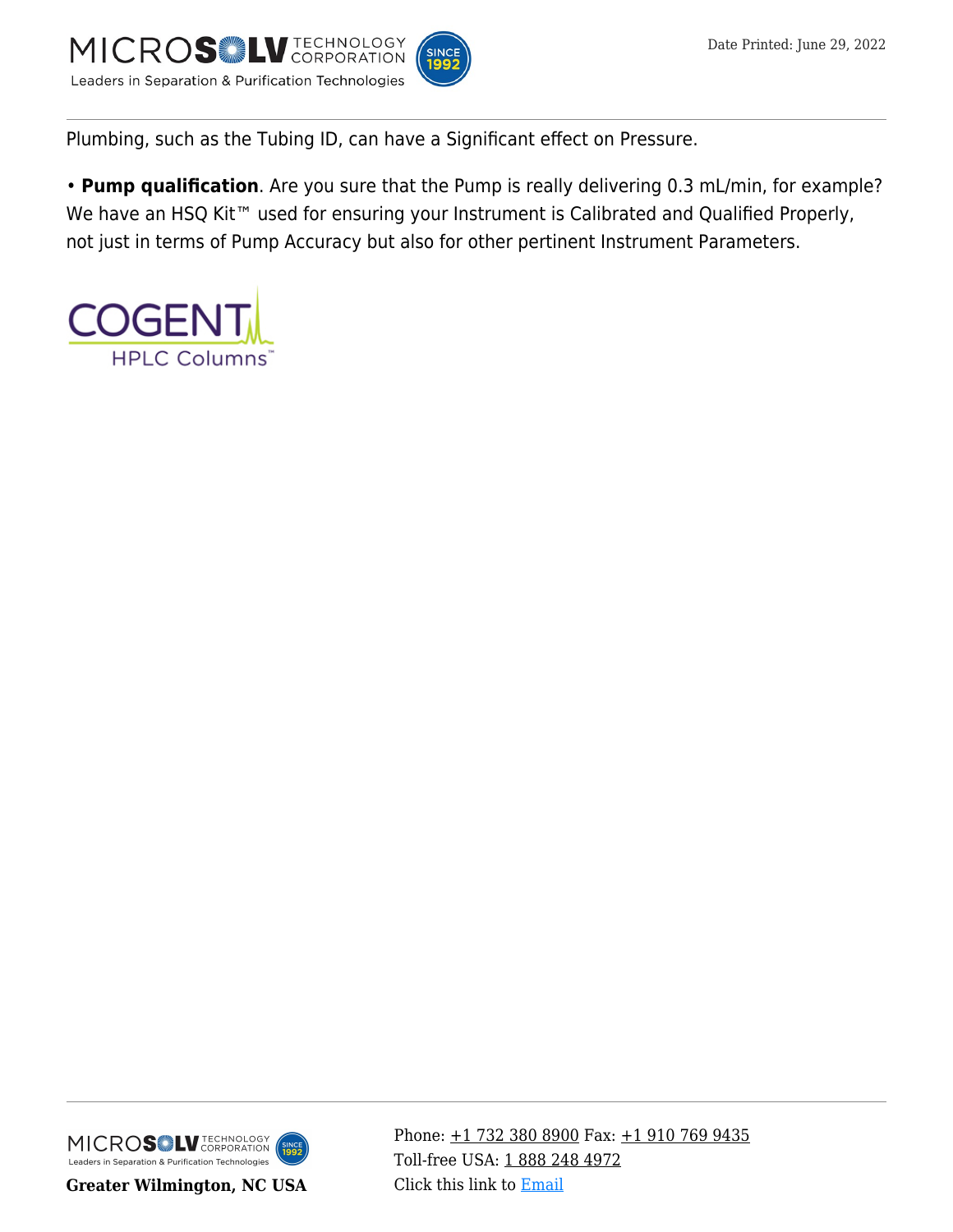Plumbing, such as the Tubing ID, can have a Significant effect on Pressure.

• **Pump qualification**. Are you sure that the Pump is really delivering 0.3 mL/min, for example? We have an HSQ Kit™ used for ensuring your Instrument is Calibrated and Qualified Properly, not just in terms of Pump Accuracy but also for other pertinent Instrument Parameters.